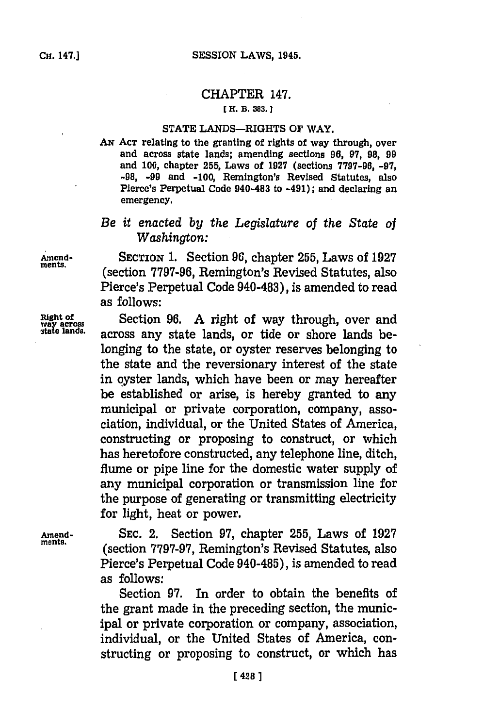# CHAPTER 147.

[H. B. 383.]

## STATE LANDS—RIGHTS OF WAY.

AN ACT relating to the granting of rights of way through, over and across state lands; amending sections 96, 97, 98, 99 and 100, chapter 255, Laws of 1927 (sections 7797-96, -97, -98, -99 and -100, Remington's Revised Statutes, also Pierce's Perpetual Code 940-483 to -491); and declaring an emergency.

*Be it enacted by the Legislature of the State of Washington:*

Amendments.

SECTION 1. Section 96, chapter 255, Laws of 1927 (section 7797-96, Remington's Revised Statutes, also Pierce's Perpetual Code 940-483), is amended to read as follows:

Right of way across state lands.

Section 96. A right of way through, over and across any state lands, or tide or shore lands belonging to the state, or oyster reserves belonging to the state and the reversionary interest of the state in oyster lands, which have been or may hereafter be established or arise, is hereby granted to any municipal or private corporation, company, association, individual, or the United States of America, constructing or proposing to construct, or which has heretofore constructed, any telephone line, ditch, flume or pipe line for the domestic water supply of any municipal corporation or transmission line for the purpose of generating or transmitting electricity for light, heat or power.

Amendments.

SEC. 2. Section 97, chapter 255, Laws of 1927 (section 7797-97, Remington's Revised Statutes, also Pierce's Perpetual Code 940-485), is amended to read as follows:

Section 97. In order to obtain the benefits of the grant made in the preceding section, the municipal or private corporation or company, association, individual, or the United States of America, constructing or proposing to construct, or which has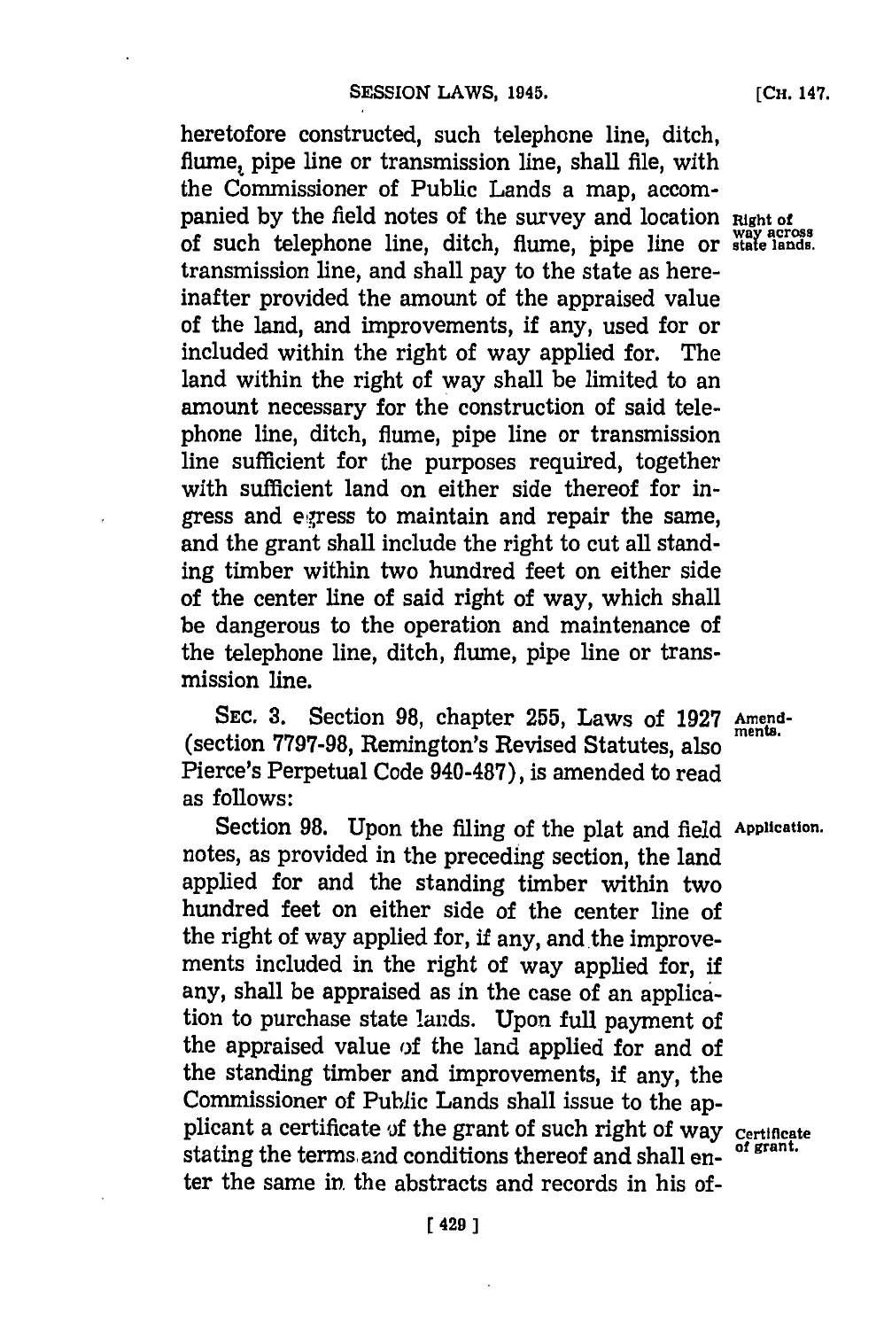heretofore constructed, such telephone line, ditch, flume, pipe line or transmission line, shall file, with the Commissioner of Public Lands a map, accompanied by the field notes of the survey and location of such telephone line, ditch, flume, pipe line or transmission line, and shall pay to the state as hereinafter provided the amount of the appraised value of the land, and improvements, if any, used for or included within the right of way applied for. The land within the right of way shall be limited to an amount necessary for the construction of said telephone line, ditch, flume, pipe line or transmission line sufficient for the purposes required, together with sufficient land on either side thereof for ingress and egress to maintain and repair the same, and the grant shall include the right to cut all standing timber within two hundred feet on either side of the center line of said right of way, which shall be dangerous to the operation and maintenance of the telephone line, ditch, flume, pipe line or transmission line.

Right of way across state lands.

SEC. 3. Section 98, chapter 255, Laws of 1927 (section 7797-98, Remington's Revised Statutes, also Pierce's Perpetual Code 940-487), is amended to read as follows:

Amendments.

Section 98. Upon the filing of the plat and field notes, as provided in the preceding section, the land applied for and the standing timber within two hundred feet on either side of the center line of the right of way applied for, if any, and the improvements included in the right of way applied for, if any, shall be appraised as in the case of an application to purchase state lands. Upon full payment of the appraised value of the land applied for and of the standing timber and improvements, if any, the Commissioner of Public Lands shall issue to the applicant a certificate of the grant of such right of way stating the terms and conditions thereof and shall enter the same in the abstracts and records in his of-

Application.

Certificate of grant.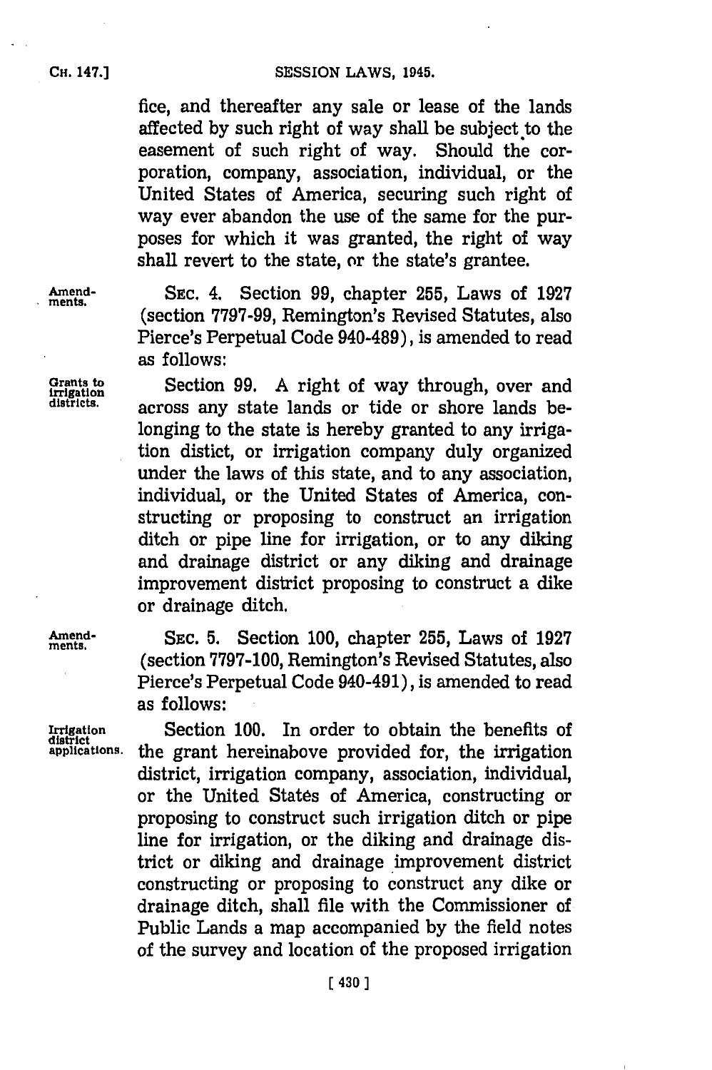fice, and thereafter any sale or lease of the lands affected by such right of way shall be subject to the easement of such right of way. Should the corporation, company, association, individual, or the United States of America, securing such right of way ever abandon the use of the same for the purposes for which it was granted, the right of way shall revert to the state, or the state's grantee.

Amendments.

SEC. 4. Section 99, chapter 255, Laws of 1927 (section 7797-99, Remington's Revised Statutes, also Pierce's Perpetual Code 940-489), is amended to read as follows:

Grants to irrigation districts.

Section 99. A right of way through, over and across any state lands or tide or shore lands belonging to the state is hereby granted to any irrigation distict, or irrigation company duly organized under the laws of this state, and to any association, individual, or the United States of America, constructing or proposing to construct an irrigation ditch or pipe line for irrigation, or to any diking and drainage district or any diking and drainage improvement district proposing to construct a dike or drainage ditch.

Amendments.

SEC. 5. Section 100, chapter 255, Laws of 1927 (section 7797-100, Remington's Revised Statutes, also Pierce's Perpetual Code 940-491), is amended to read as follows:

Irrigation district applications.

Section 100. In order to obtain the benefits of the grant hereinabove provided for, the irrigation district, irrigation company, association, individual, or the United States of America, constructing or proposing to construct such irrigation ditch or pipe line for irrigation, or the diking and drainage district or diking and drainage improvement district constructing or proposing to construct any dike or drainage ditch, shall file with the Commissioner of Public Lands a map accompanied by the field notes of the survey and location of the proposed irrigation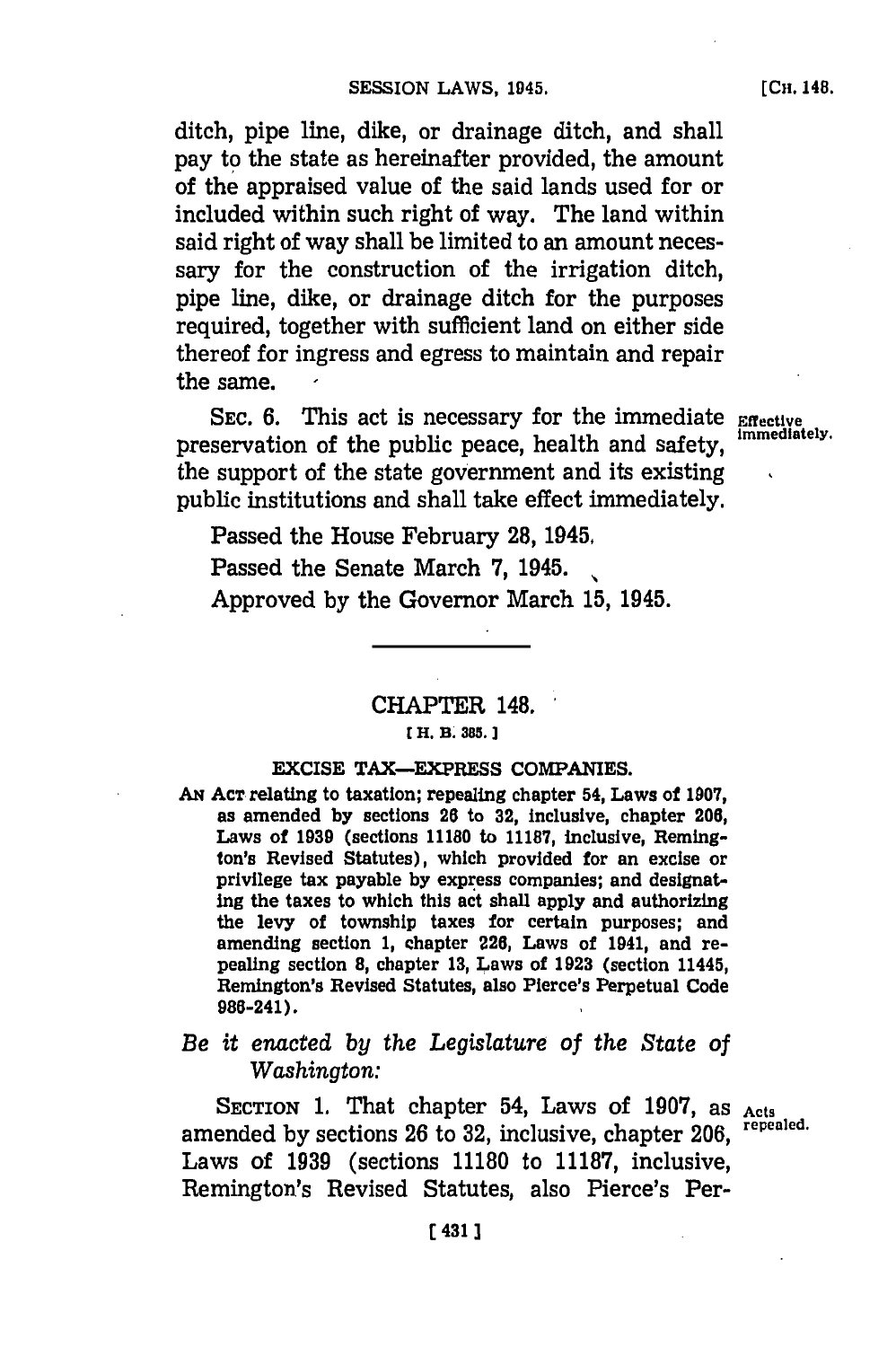ditch, pipe line, dike, or drainage ditch, and shall pay to the state as hereinafter provided, the amount of the appraised value of the said lands used for or included within such right of way. The land within said right of way shall be limited to an amount necessary for the construction of the irrigation ditch, pipe line, dike, or drainage ditch for the purposes required, together with sufficient land on either side thereof for ingress and egress to maintain and repair the same.

SEC. 6. This act is necessary for the immediate preservation of the public peace, health and safety, the support of the state government and its existing public institutions and shall take effect immediately.

Effective immediately.

Passed the House February 28, 1945.

Passed the Senate March 7, 1945.

Approved by the Governor March 15, 1945.

## CHAPTER 148.

[H. B. 385.]

### EXCISE TAX—EXPRESS COMPANIES.

AN ACT relating to taxation; repealing chapter 54, Laws of 1907, as amended by sections 26 to 32, inclusive, chapter 206, Laws of 1939 (sections 11180 to 11187, inclusive, Remington's Revised Statutes), which provided for an excise or privilege tax payable by express companies; and designating the taxes to which this act shall apply and authorizing the levy of township taxes for certain purposes; and amending section 1, chapter 226, Laws of 1941, and repealing section 8, chapter 13, Laws of 1923 (section 11445, Remington's Revised Statutes, also Pierce's Perpetual Code 986-241).

*Be it enacted by the Legislature of the State of Washington:*

SECTION 1. That chapter 54, Laws of 1907, as amended by sections 26 to 32, inclusive, chapter 206, Laws of 1939 (sections 11180 to 11187, inclusive, Remington's Revised Statutes, also Pierce's Per-

Acts repealed.